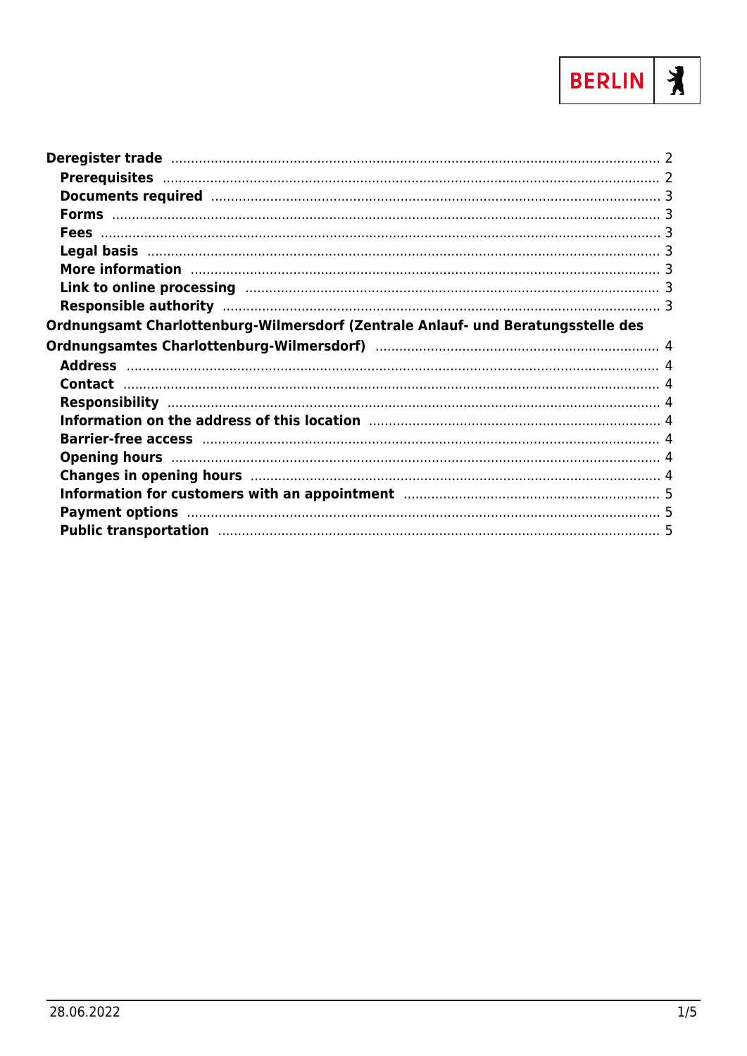- **Deregister trade** ........ 2
  - **Prerequisites** ........ 2
  - **Documents required** ........ 3
  - **Forms** ........ 3
  - **Fees** ........ 3
  - **Legal basis** ........ 3
  - **More information** ........ 3
  - **Link to online processing** ........ 3
  - **Responsible authority** ........ 3
- **Ordnungsamt Charlottenburg-Wilmersdorf (Zentrale Anlauf- und Beratungsstelle des Ordnungsamtes Charlottenburg-Wilmersdorf)** ........ 4
  - **Address** ........ 4
  - **Contact** ........ 4
  - **Responsibility** ........ 4
  - **Information on the address of this location** ........ 4
  - **Barrier-free access** ........ 4
  - **Opening hours** ........ 4
  - **Changes in opening hours** ........ 4
  - **Information for customers with an appointment** ........ 5
  - **Payment options** ........ 5
  - **Public transportation** ........ 5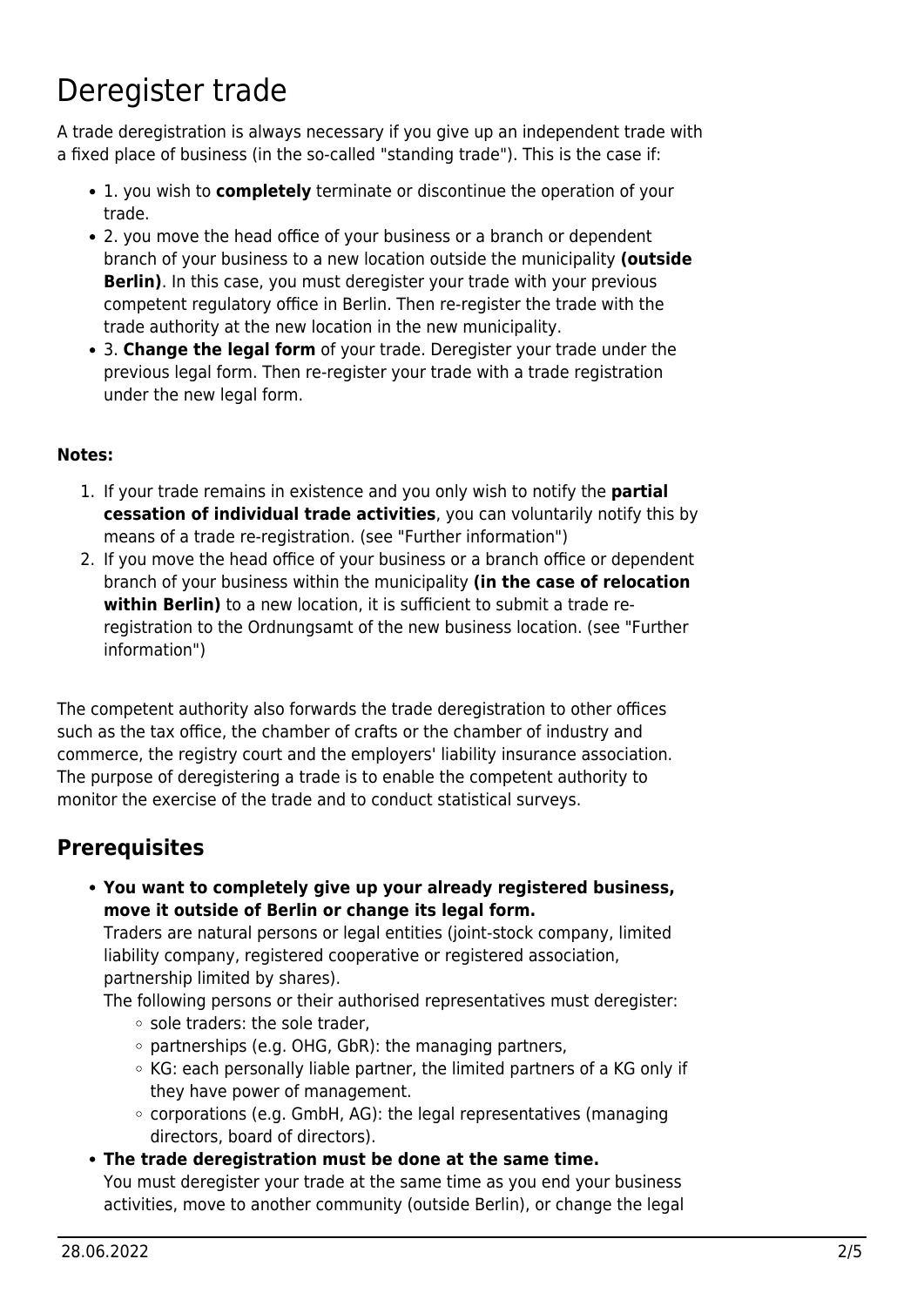# Deregister trade

A trade deregistration is always necessary if you give up an independent trade with a fixed place of business (in the so-called "standing trade"). This is the case if:

- 1. you wish to **completely** terminate or discontinue the operation of your trade.
- 2. you move the head office of your business or a branch or dependent branch of your business to a new location outside the municipality **(outside Berlin)**. In this case, you must deregister your trade with your previous competent regulatory office in Berlin. Then re-register the trade with the trade authority at the new location in the new municipality.
- 3. **Change the legal form** of your trade. Deregister your trade under the previous legal form. Then re-register your trade with a trade registration under the new legal form.

**Notes:**

1. If your trade remains in existence and you only wish to notify the **partial cessation of individual trade activities**, you can voluntarily notify this by means of a trade re-registration. (see "Further information")
2. If you move the head office of your business or a branch office or dependent branch of your business within the municipality **(in the case of relocation within Berlin)** to a new location, it is sufficient to submit a trade re-registration to the Ordnungsamt of the new business location. (see "Further information")

The competent authority also forwards the trade deregistration to other offices such as the tax office, the chamber of crafts or the chamber of industry and commerce, the registry court and the employers' liability insurance association. The purpose of deregistering a trade is to enable the competent authority to monitor the exercise of the trade and to conduct statistical surveys.

## Prerequisites

- **You want to completely give up your already registered business, move it outside of Berlin or change its legal form.**
  Traders are natural persons or legal entities (joint-stock company, limited liability company, registered cooperative or registered association, partnership limited by shares).
  The following persons or their authorised representatives must deregister:
  - sole traders: the sole trader,
  - partnerships (e.g. OHG, GbR): the managing partners,
  - KG: each personally liable partner, the limited partners of a KG only if they have power of management.
  - corporations (e.g. GmbH, AG): the legal representatives (managing directors, board of directors).
- **The trade deregistration must be done at the same time.**
  You must deregister your trade at the same time as you end your business activities, move to another community (outside Berlin), or change the legal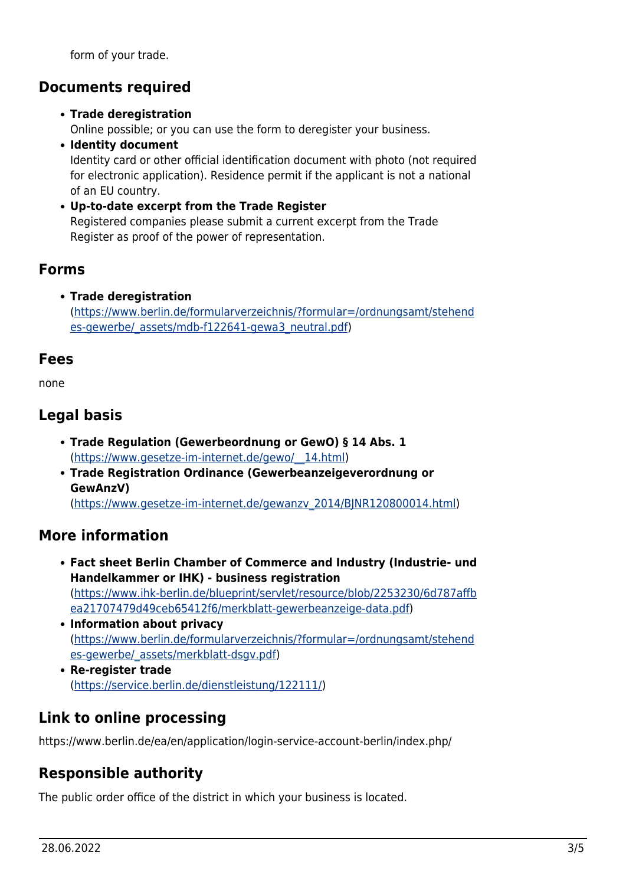form of your trade.

## Documents required

- **Trade deregistration**
  Online possible; or you can use the form to deregister your business.
- **Identity document**
  Identity card or other official identification document with photo (not required for electronic application). Residence permit if the applicant is not a national of an EU country.
- **Up-to-date excerpt from the Trade Register**
  Registered companies please submit a current excerpt from the Trade Register as proof of the power of representation.

## Forms

- **Trade deregistration**
  (https://www.berlin.de/formularverzeichnis/?formular=/ordnungsamt/stehendes-gewerbe/_assets/mdb-f122641-gewa3_neutral.pdf)

## Fees

none

## Legal basis

- **Trade Regulation (Gewerbeordnung or GewO) § 14 Abs. 1**
  (https://www.gesetze-im-internet.de/gewo/__14.html)
- **Trade Registration Ordinance (Gewerbeanzeigeverordnung or GewAnzV)**
  (https://www.gesetze-im-internet.de/gewanzv_2014/BJNR120800014.html)

## More information

- **Fact sheet Berlin Chamber of Commerce and Industry (Industrie- und Handelkammer or IHK) - business registration**
  (https://www.ihk-berlin.de/blueprint/servlet/resource/blob/2253230/6d787affbea21707479d49ceb65412f6/merkblatt-gewerbeanzeige-data.pdf)
- **Information about privacy**
  (https://www.berlin.de/formularverzeichnis/?formular=/ordnungsamt/stehendes-gewerbe/_assets/merkblatt-dsgv.pdf)
- **Re-register trade**
  (https://service.berlin.de/dienstleistung/122111/)

## Link to online processing

https://www.berlin.de/ea/en/application/login-service-account-berlin/index.php/

## Responsible authority

The public order office of the district in which your business is located.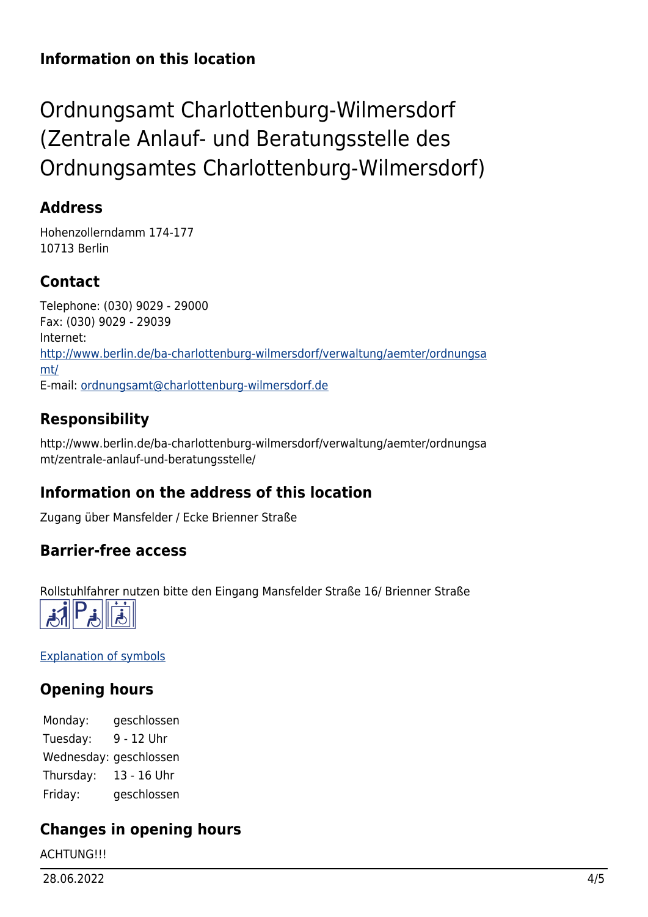## Information on this location

# Ordnungsamt Charlottenburg-Wilmersdorf (Zentrale Anlauf- und Beratungsstelle des Ordnungsamtes Charlottenburg-Wilmersdorf)

### Address

Hohenzollerndamm 174-177
10713 Berlin

### Contact

Telephone: (030) 9029 - 29000
Fax: (030) 9029 - 29039
Internet:
[http://www.berlin.de/ba-charlottenburg-wilmersdorf/verwaltung/aemter/ordnungsamt/](http://www.berlin.de/ba-charlottenburg-wilmersdorf/verwaltung/aemter/ordnungsamt/)
E-mail: [ordnungsamt@charlottenburg-wilmersdorf.de](mailto:ordnungsamt@charlottenburg-wilmersdorf.de)

### Responsibility

http://www.berlin.de/ba-charlottenburg-wilmersdorf/verwaltung/aemter/ordnungsamt/zentrale-anlauf-und-beratungsstelle/

### Information on the address of this location

Zugang über Mansfelder / Ecke Brienner Straße

### Barrier-free access

Rollstuhlfahrer nutzen bitte den Eingang Mansfelder Straße 16/ Brienner Straße

[Explanation of symbols]

### Opening hours

| | |
|---|---|
| Monday: | geschlossen |
| Tuesday: | 9 - 12 Uhr |
| Wednesday: | geschlossen |
| Thursday: | 13 - 16 Uhr |
| Friday: | geschlossen |

### Changes in opening hours

ACHTUNG!!!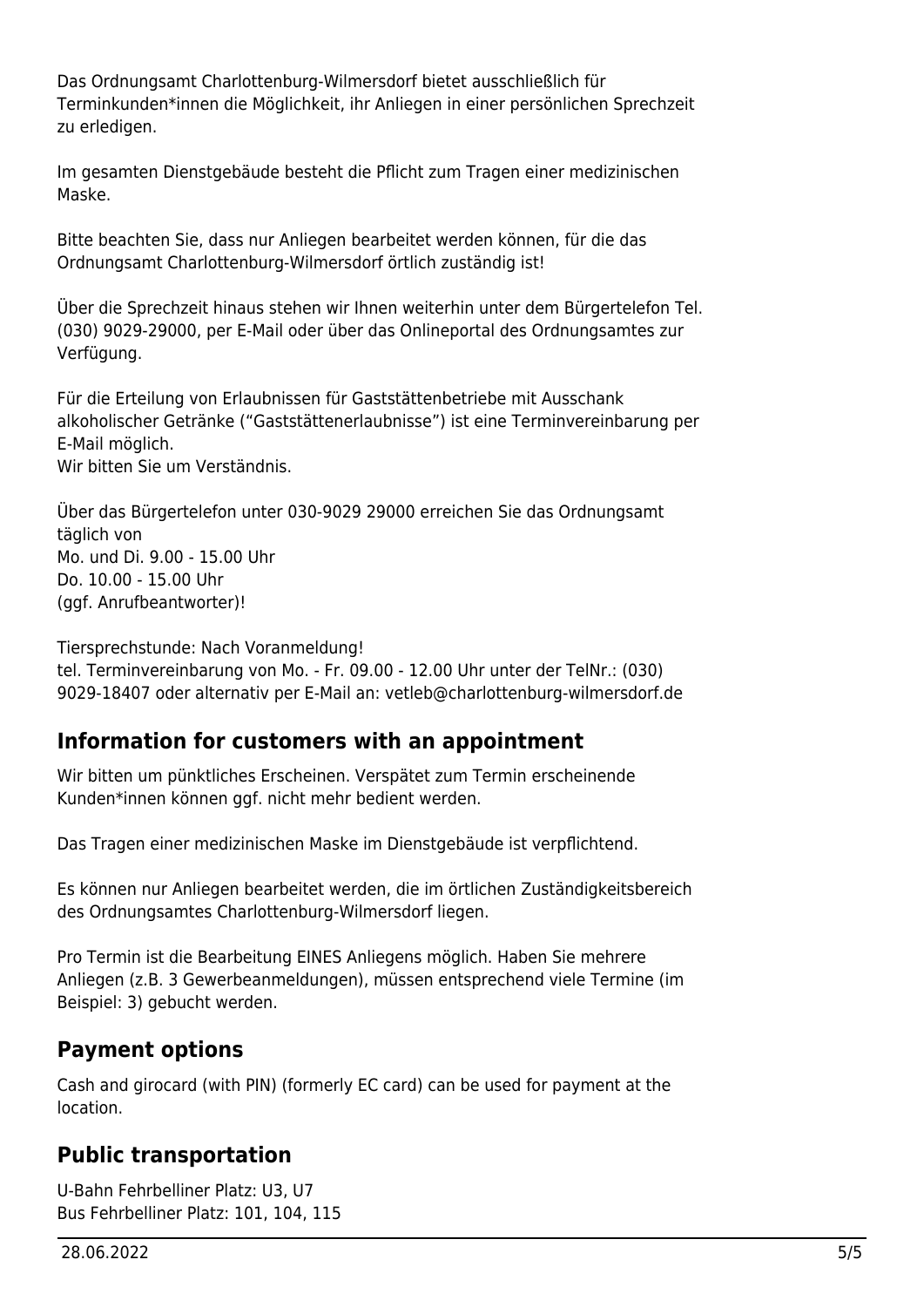Das Ordnungsamt Charlottenburg-Wilmersdorf bietet ausschließlich für Terminkunden*innen die Möglichkeit, ihr Anliegen in einer persönlichen Sprechzeit zu erledigen.

Im gesamten Dienstgebäude besteht die Pflicht zum Tragen einer medizinischen Maske.

Bitte beachten Sie, dass nur Anliegen bearbeitet werden können, für die das Ordnungsamt Charlottenburg-Wilmersdorf örtlich zuständig ist!

Über die Sprechzeit hinaus stehen wir Ihnen weiterhin unter dem Bürgertelefon Tel. (030) 9029-29000, per E-Mail oder über das Onlineportal des Ordnungsamtes zur Verfügung.

Für die Erteilung von Erlaubnissen für Gaststättenbetriebe mit Ausschank alkoholischer Getränke ("Gaststättenerlaubnisse") ist eine Terminvereinbarung per E-Mail möglich.
Wir bitten Sie um Verständnis.

Über das Bürgertelefon unter 030-9029 29000 erreichen Sie das Ordnungsamt täglich von
Mo. und Di. 9.00 - 15.00 Uhr
Do. 10.00 - 15.00 Uhr
(ggf. Anrufbeantworter)!

Tiersprechstunde: Nach Voranmeldung!
tel. Terminvereinbarung von Mo. - Fr. 09.00 - 12.00 Uhr unter der TelNr.: (030) 9029-18407 oder alternativ per E-Mail an: vetleb@charlottenburg-wilmersdorf.de

## Information for customers with an appointment

Wir bitten um pünktliches Erscheinen. Verspätet zum Termin erscheinende Kunden*innen können ggf. nicht mehr bedient werden.

Das Tragen einer medizinischen Maske im Dienstgebäude ist verpflichtend.

Es können nur Anliegen bearbeitet werden, die im örtlichen Zuständigkeitsbereich des Ordnungsamtes Charlottenburg-Wilmersdorf liegen.

Pro Termin ist die Bearbeitung EINES Anliegens möglich. Haben Sie mehrere Anliegen (z.B. 3 Gewerbeanmeldungen), müssen entsprechend viele Termine (im Beispiel: 3) gebucht werden.

## Payment options

Cash and girocard (with PIN) (formerly EC card) can be used for payment at the location.

## Public transportation

U-Bahn Fehrbelliner Platz: U3, U7
Bus Fehrbelliner Platz: 101, 104, 115

28.06.2022